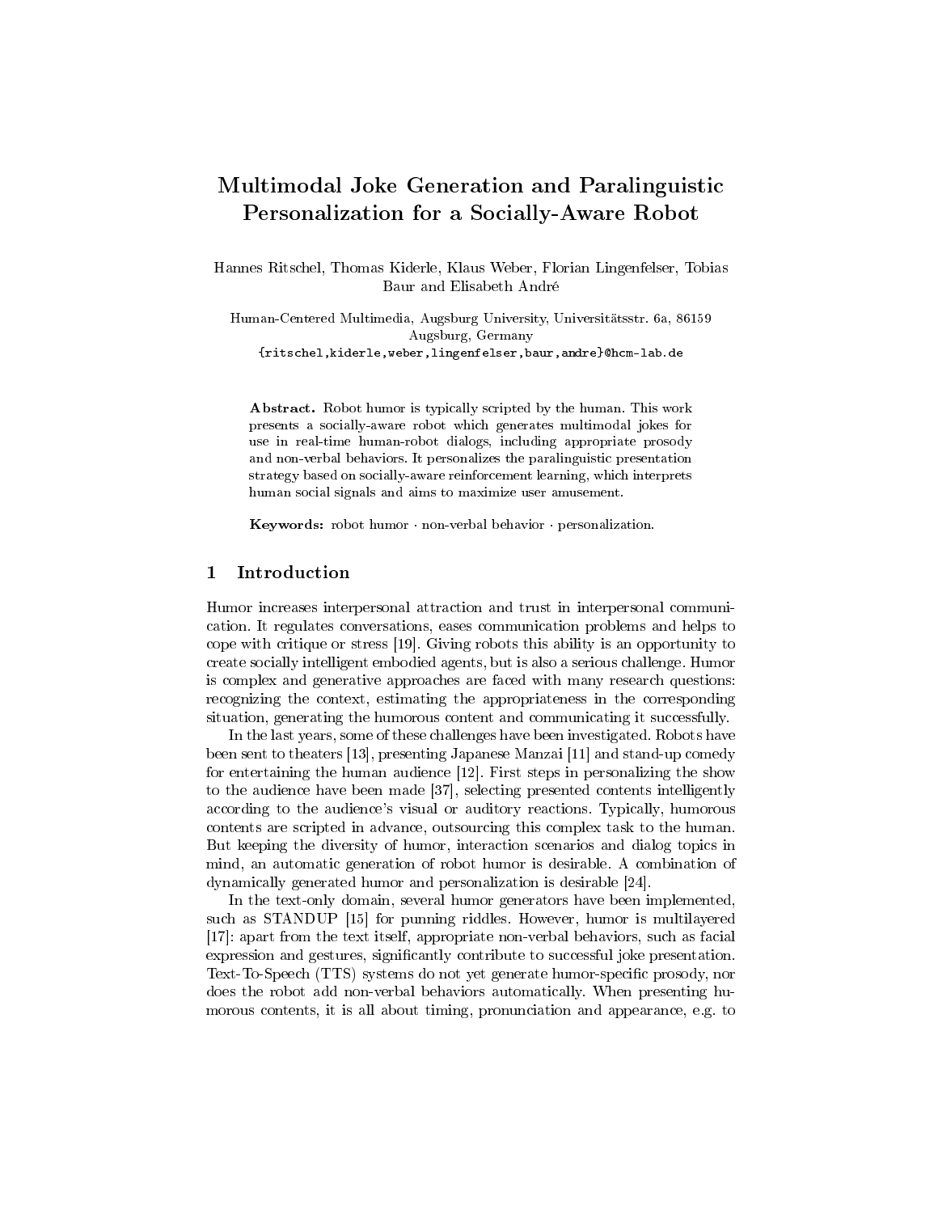# Multimodal Joke Generation and Paralinguistic Personalization for a Socially-Aware Robot

Hannes Ritschel, Thomas Kiderle, Klaus Weber, Florian Lingenfelser, Tobias Baur and Elisabeth André

Human-Centered Multimedia, Augsburg University, Universitätsstr. 6a, 86159 Augsburg, Germany
{ritschel,kiderle,weber,lingenfelser,baur,andre}@hcm-lab.de

**Abstract.** Robot humor is typically scripted by the human. This work presents a socially-aware robot which generates multimodal jokes for use in real-time human-robot dialogs, including appropriate prosody and non-verbal behaviors. It personalizes the paralinguistic presentation strategy based on socially-aware reinforcement learning, which interprets human social signals and aims to maximize user amusement.

**Keywords:** robot humor · non-verbal behavior · personalization.

## 1 Introduction

Humor increases interpersonal attraction and trust in interpersonal communication. It regulates conversations, eases communication problems and helps to cope with critique or stress [19]. Giving robots this ability is an opportunity to create socially intelligent embodied agents, but is also a serious challenge. Humor is complex and generative approaches are faced with many research questions: recognizing the context, estimating the appropriateness in the corresponding situation, generating the humorous content and communicating it successfully.

In the last years, some of these challenges have been investigated. Robots have been sent to theaters [13], presenting Japanese Manzai [11] and stand-up comedy for entertaining the human audience [12]. First steps in personalizing the show to the audience have been made [37], selecting presented contents intelligently according to the audience's visual or auditory reactions. Typically, humorous contents are scripted in advance, outsourcing this complex task to the human. But keeping the diversity of humor, interaction scenarios and dialog topics in mind, an automatic generation of robot humor is desirable. A combination of dynamically generated humor and personalization is desirable [24].

In the text-only domain, several humor generators have been implemented, such as STANDUP [15] for punning riddles. However, humor is multilayered [17]: apart from the text itself, appropriate non-verbal behaviors, such as facial expression and gestures, significantly contribute to successful joke presentation. Text-To-Speech (TTS) systems do not yet generate humor-specific prosody, nor does the robot add non-verbal behaviors automatically. When presenting humorous contents, it is all about timing, pronunciation and appearance, e.g. to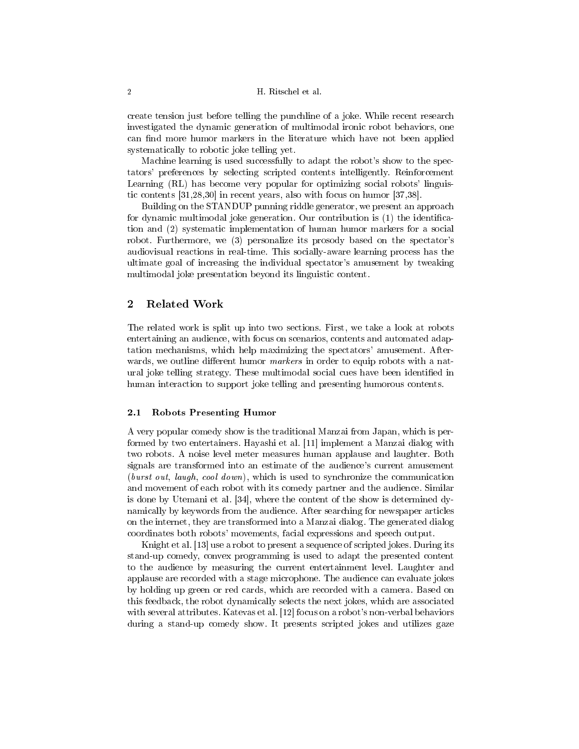create tension just before telling the punchline of a joke. While recent research investigated the dynamic generation of multimodal ironic robot behaviors, one can find more humor markers in the literature which have not been applied systematically to robotic joke telling yet.

Machine learning is used successfully to adapt the robot's show to the spectators' preferences by selecting scripted contents intelligently. Reinforcement Learning (RL) has become very popular for optimizing social robots' linguistic contents [31,28,30] in recent years, also with focus on humor [37,38].

Building on the STANDUP punning riddle generator, we present an approach for dynamic multimodal joke generation. Our contribution is (1) the identification and (2) systematic implementation of human humor markers for a social robot. Furthermore, we (3) personalize its prosody based on the spectator's audiovisual reactions in real-time. This socially-aware learning process has the ultimate goal of increasing the individual spectator's amusement by tweaking multimodal joke presentation beyond its linguistic content.

## 2 Related Work

The related work is split up into two sections. First, we take a look at robots entertaining an audience, with focus on scenarios, contents and automated adaptation mechanisms, which help maximizing the spectators' amusement. Afterwards, we outline different humor *markers* in order to equip robots with a natural joke telling strategy. These multimodal social cues have been identified in human interaction to support joke telling and presenting humorous contents.

### 2.1 Robots Presenting Humor

A very popular comedy show is the traditional Manzai from Japan, which is performed by two entertainers. Hayashi et al. [11] implement a Manzai dialog with two robots. A noise level meter measures human applause and laughter. Both signals are transformed into an estimate of the audience's current amusement (*burst out*, *laugh*, *cool down*), which is used to synchronize the communication and movement of each robot with its comedy partner and the audience. Similar is done by Utemani et al. [34], where the content of the show is determined dynamically by keywords from the audience. After searching for newspaper articles on the internet, they are transformed into a Manzai dialog. The generated dialog coordinates both robots' movements, facial expressions and speech output.

Knight et al. [13] use a robot to present a sequence of scripted jokes. During its stand-up comedy, convex programming is used to adapt the presented content to the audience by measuring the current entertainment level. Laughter and applause are recorded with a stage microphone. The audience can evaluate jokes by holding up green or red cards, which are recorded with a camera. Based on this feedback, the robot dynamically selects the next jokes, which are associated with several attributes. Katevas et al. [12] focus on a robot's non-verbal behaviors during a stand-up comedy show. It presents scripted jokes and utilizes gaze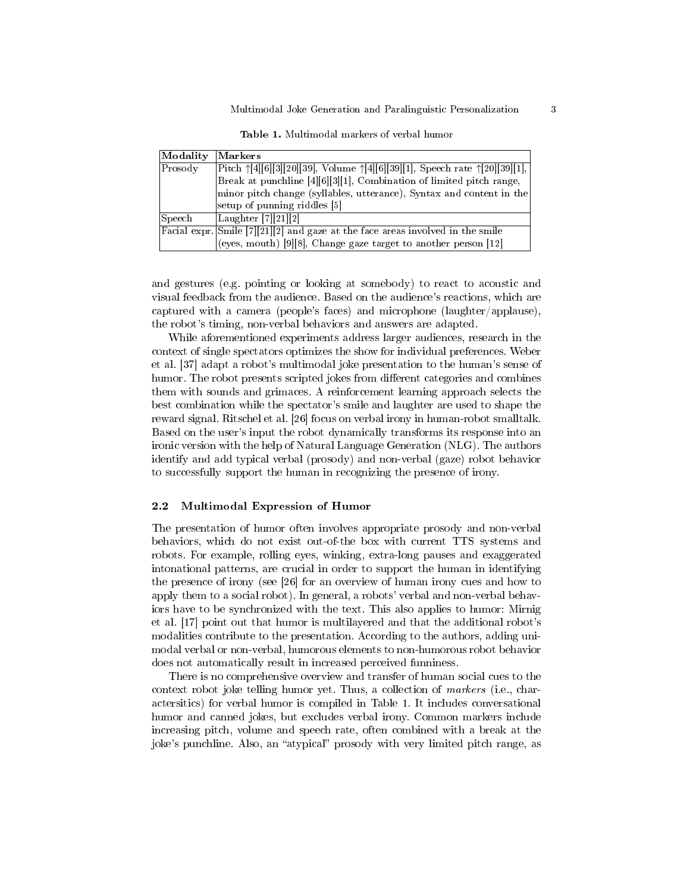Table 1. Multimodal markers of verbal humor

| Modality | Markers |
| --- | --- |
| Prosody | Pitch ↑[4][6][3][20][39], Volume ↑[4][6][39][1], Speech rate ↑[20][39][1], Break at punchline [4][6][3][1], Combination of limited pitch range, minor pitch change (syllables, utterance), Syntax and content in the setup of punning riddles [5] |
| Speech | Laughter [7][21][2] |
| Facial expr. | Smile [7][21][2] and gaze at the face areas involved in the smile (eyes, mouth) [9][8], Change gaze target to another person [12] |

and gestures (e.g. pointing or looking at somebody) to react to acoustic and visual feedback from the audience. Based on the audience's reactions, which are captured with a camera (people's faces) and microphone (laughter/applause), the robot's timing, non-verbal behaviors and answers are adapted.

While aforementioned experiments address larger audiences, research in the context of single spectators optimizes the show for individual preferences. Weber et al. [37] adapt a robot's multimodal joke presentation to the human's sense of humor. The robot presents scripted jokes from different categories and combines them with sounds and grimaces. A reinforcement learning approach selects the best combination while the spectator's smile and laughter are used to shape the reward signal. Ritschel et al. [26] focus on verbal irony in human-robot smalltalk. Based on the user's input the robot dynamically transforms its response into an ironic version with the help of Natural Language Generation (NLG). The authors identify and add typical verbal (prosody) and non-verbal (gaze) robot behavior to successfully support the human in recognizing the presence of irony.

### 2.2 Multimodal Expression of Humor

The presentation of humor often involves appropriate prosody and non-verbal behaviors, which do not exist out-of-the box with current TTS systems and robots. For example, rolling eyes, winking, extra-long pauses and exaggerated intonational patterns, are crucial in order to support the human in identifying the presence of irony (see [26] for an overview of human irony cues and how to apply them to a social robot). In general, a robots' verbal and non-verbal behaviors have to be synchronized with the text. This also applies to humor: Mirnig et al. [17] point out that humor is multilayered and that the additional robot's modalities contribute to the presentation. According to the authors, adding unimodal verbal or non-verbal, humorous elements to non-humorous robot behavior does not automatically result in increased perceived funniness.

There is no comprehensive overview and transfer of human social cues to the context robot joke telling humor yet. Thus, a collection of *markers* (i.e., charactersitics) for verbal humor is compiled in Table 1. It includes conversational humor and canned jokes, but excludes verbal irony. Common markers include increasing pitch, volume and speech rate, often combined with a break at the joke's punchline. Also, an "atypical" prosody with very limited pitch range, as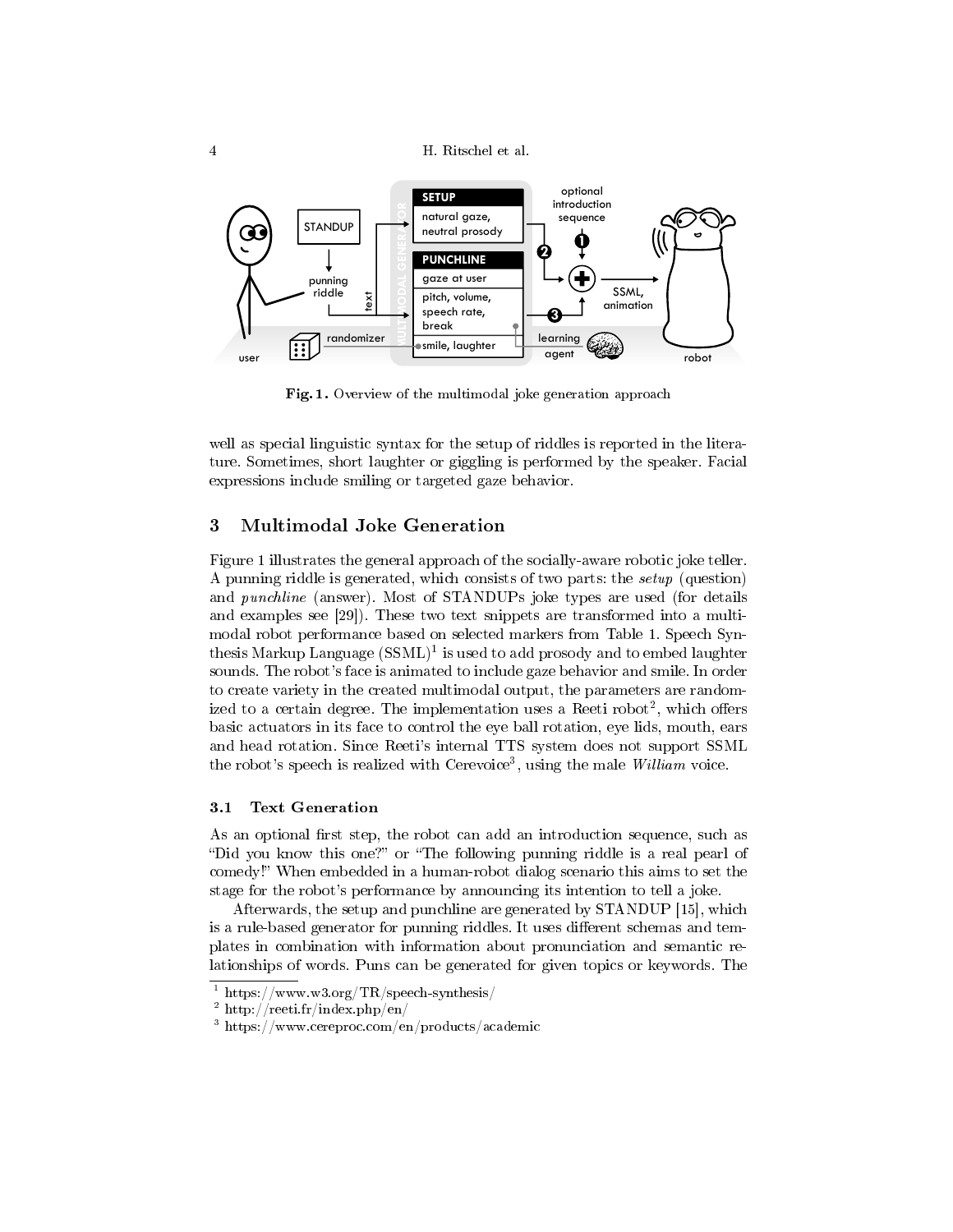Fig. 1. Overview of the multimodal joke generation approach

well as special linguistic syntax for the setup of riddles is reported in the literature. Sometimes, short laughter or giggling is performed by the speaker. Facial expressions include smiling or targeted gaze behavior.

## 3 Multimodal Joke Generation

Figure 1 illustrates the general approach of the socially-aware robotic joke teller. A punning riddle is generated, which consists of two parts: the *setup* (question) and *punchline* (answer). Most of STANDUPs joke types are used (for details and examples see [29]). These two text snippets are transformed into a multimodal robot performance based on selected markers from Table 1. Speech Synthesis Markup Language (SSML)[1] is used to add prosody and to embed laughter sounds. The robot's face is animated to include gaze behavior and smile. In order to create variety in the created multimodal output, the parameters are randomized to a certain degree. The implementation uses a Reeti robot[2], which offers basic actuators in its face to control the eye ball rotation, eye lids, mouth, ears and head rotation. Since Reeti's internal TTS system does not support SSML the robot's speech is realized with Cerevoice[3], using the male *William* voice.

### 3.1 Text Generation

As an optional first step, the robot can add an introduction sequence, such as "Did you know this one?" or "The following punning riddle is a real pearl of comedy!" When embedded in a human-robot dialog scenario this aims to set the stage for the robot's performance by announcing its intention to tell a joke.

Afterwards, the setup and punchline are generated by STANDUP [15], which is a rule-based generator for punning riddles. It uses different schemas and templates in combination with information about pronunciation and semantic relationships of words. Puns can be generated for given topics or keywords. The

[1] https://www.w3.org/TR/speech-synthesis/

[2] http://reeti.fr/index.php/en/

[3] https://www.cereproc.com/en/products/academic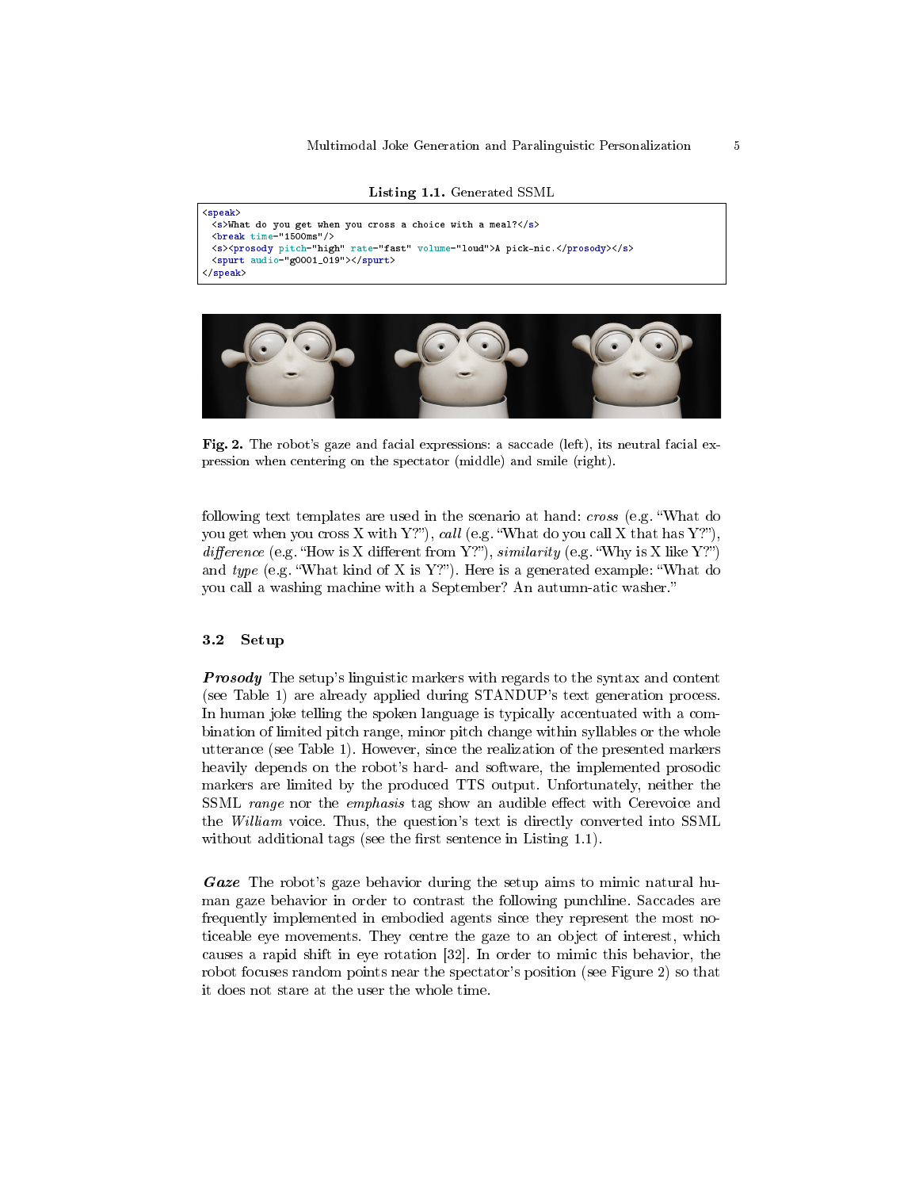**Listing 1.1.** Generated SSML

```
<speak>
  <s>What do you get when you cross a choice with a meal?</s>
  <break time="1500ms"/>
  <s><prosody pitch="high" rate="fast" volume="loud">A pick-nic.</prosody></s>
  <spurt audio="g0001_019"></spurt>
</speak>
```

**Fig. 2.** The robot's gaze and facial expressions: a saccade (left), its neutral facial expression when centering on the spectator (middle) and smile (right).

following text templates are used in the scenario at hand: *cross* (e.g. "What do you get when you cross X with Y?"), *call* (e.g. "What do you call X that has Y?"), *difference* (e.g. "How is X different from Y?"), *similarity* (e.g. "Why is X like Y?") and *type* (e.g. "What kind of X is Y?"). Here is a generated example: "What do you call a washing machine with a September? An autumn-atic washer."

### 3.2 Setup

***Prosody*** The setup's linguistic markers with regards to the syntax and content (see Table 1) are already applied during STANDUP's text generation process. In human joke telling the spoken language is typically accentuated with a combination of limited pitch range, minor pitch change within syllables or the whole utterance (see Table 1). However, since the realization of the presented markers heavily depends on the robot's hard- and software, the implemented prosodic markers are limited by the produced TTS output. Unfortunately, neither the SSML *range* nor the *emphasis* tag show an audible effect with Cerevoice and the *William* voice. Thus, the question's text is directly converted into SSML without additional tags (see the first sentence in Listing 1.1).

***Gaze*** The robot's gaze behavior during the setup aims to mimic natural human gaze behavior in order to contrast the following punchline. Saccades are frequently implemented in embodied agents since they represent the most noticeable eye movements. They centre the gaze to an object of interest, which causes a rapid shift in eye rotation [32]. In order to mimic this behavior, the robot focuses random points near the spectator's position (see Figure 2) so that it does not stare at the user the whole time.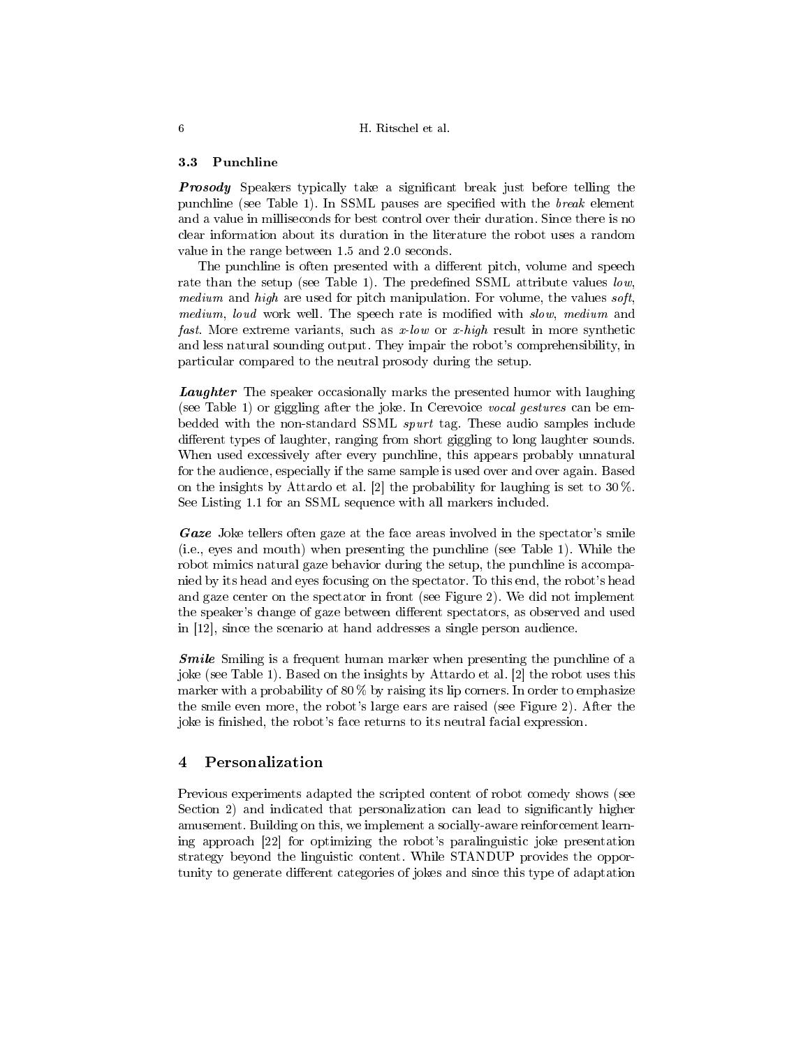### 3.3 Punchline

***Prosody*** Speakers typically take a significant break just before telling the punchline (see Table 1). In SSML pauses are specified with the *break* element and a value in milliseconds for best control over their duration. Since there is no clear information about its duration in the literature the robot uses a random value in the range between 1.5 and 2.0 seconds.

The punchline is often presented with a different pitch, volume and speech rate than the setup (see Table 1). The predefined SSML attribute values *low*, *medium* and *high* are used for pitch manipulation. For volume, the values *soft*, *medium*, *loud* work well. The speech rate is modified with *slow*, *medium* and *fast*. More extreme variants, such as *x-low* or *x-high* result in more synthetic and less natural sounding output. They impair the robot's comprehensibility, in particular compared to the neutral prosody during the setup.

***Laughter*** The speaker occasionally marks the presented humor with laughing (see Table 1) or giggling after the joke. In Cerevoice *vocal gestures* can be embedded with the non-standard SSML *spurt* tag. These audio samples include different types of laughter, ranging from short giggling to long laughter sounds. When used excessively after every punchline, this appears probably unnatural for the audience, especially if the same sample is used over and over again. Based on the insights by Attardo et al. [2] the probability for laughing is set to 30 %. See Listing 1.1 for an SSML sequence with all markers included.

***Gaze*** Joke tellers often gaze at the face areas involved in the spectator's smile (i.e., eyes and mouth) when presenting the punchline (see Table 1). While the robot mimics natural gaze behavior during the setup, the punchline is accompanied by its head and eyes focusing on the spectator. To this end, the robot's head and gaze center on the spectator in front (see Figure 2). We did not implement the speaker's change of gaze between different spectators, as observed and used in [12], since the scenario at hand addresses a single person audience.

***Smile*** Smiling is a frequent human marker when presenting the punchline of a joke (see Table 1). Based on the insights by Attardo et al. [2] the robot uses this marker with a probability of 80 % by raising its lip corners. In order to emphasize the smile even more, the robot's large ears are raised (see Figure 2). After the joke is finished, the robot's face returns to its neutral facial expression.

## 4 Personalization

Previous experiments adapted the scripted content of robot comedy shows (see Section 2) and indicated that personalization can lead to significantly higher amusement. Building on this, we implement a socially-aware reinforcement learning approach [22] for optimizing the robot's paralinguistic joke presentation strategy beyond the linguistic content. While STANDUP provides the opportunity to generate different categories of jokes and since this type of adaptation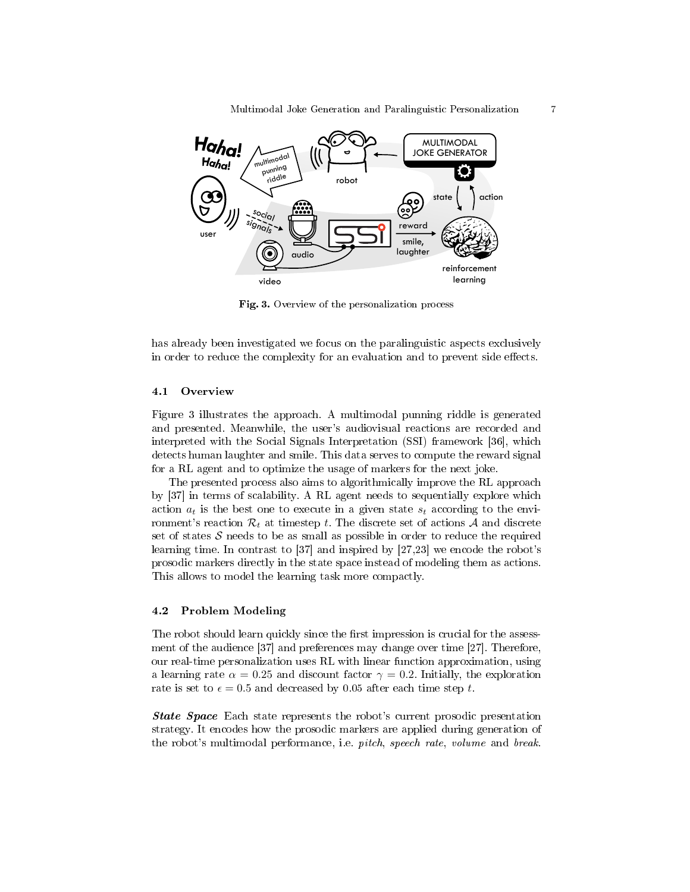Fig. 3. Overview of the personalization process

has already been investigated we focus on the paralinguistic aspects exclusively in order to reduce the complexity for an evaluation and to prevent side effects.

### 4.1 Overview

Figure 3 illustrates the approach. A multimodal punning riddle is generated and presented. Meanwhile, the user's audiovisual reactions are recorded and interpreted with the Social Signals Interpretation (SSI) framework [36], which detects human laughter and smile. This data serves to compute the reward signal for a RL agent and to optimize the usage of markers for the next joke.

The presented process also aims to algorithmically improve the RL approach by [37] in terms of scalability. A RL agent needs to sequentially explore which action $a_t$ is the best one to execute in a given state $s_t$ according to the environment's reaction $\mathcal{R}_t$ at timestep $t$. The discrete set of actions $\mathcal{A}$ and discrete set of states $\mathcal{S}$ needs to be as small as possible in order to reduce the required learning time. In contrast to [37] and inspired by [27,23] we encode the robot's prosodic markers directly in the state space instead of modeling them as actions. This allows to model the learning task more compactly.

### 4.2 Problem Modeling

The robot should learn quickly since the first impression is crucial for the assessment of the audience [37] and preferences may change over time [27]. Therefore, our real-time personalization uses RL with linear function approximation, using a learning rate $\alpha = 0.25$ and discount factor $\gamma = 0.2$. Initially, the exploration rate is set to $\epsilon = 0.5$ and decreased by 0.05 after each time step $t$.

***State Space*** Each state represents the robot's current prosodic presentation strategy. It encodes how the prosodic markers are applied during generation of the robot's multimodal performance, i.e. *pitch*, *speech rate*, *volume* and *break*.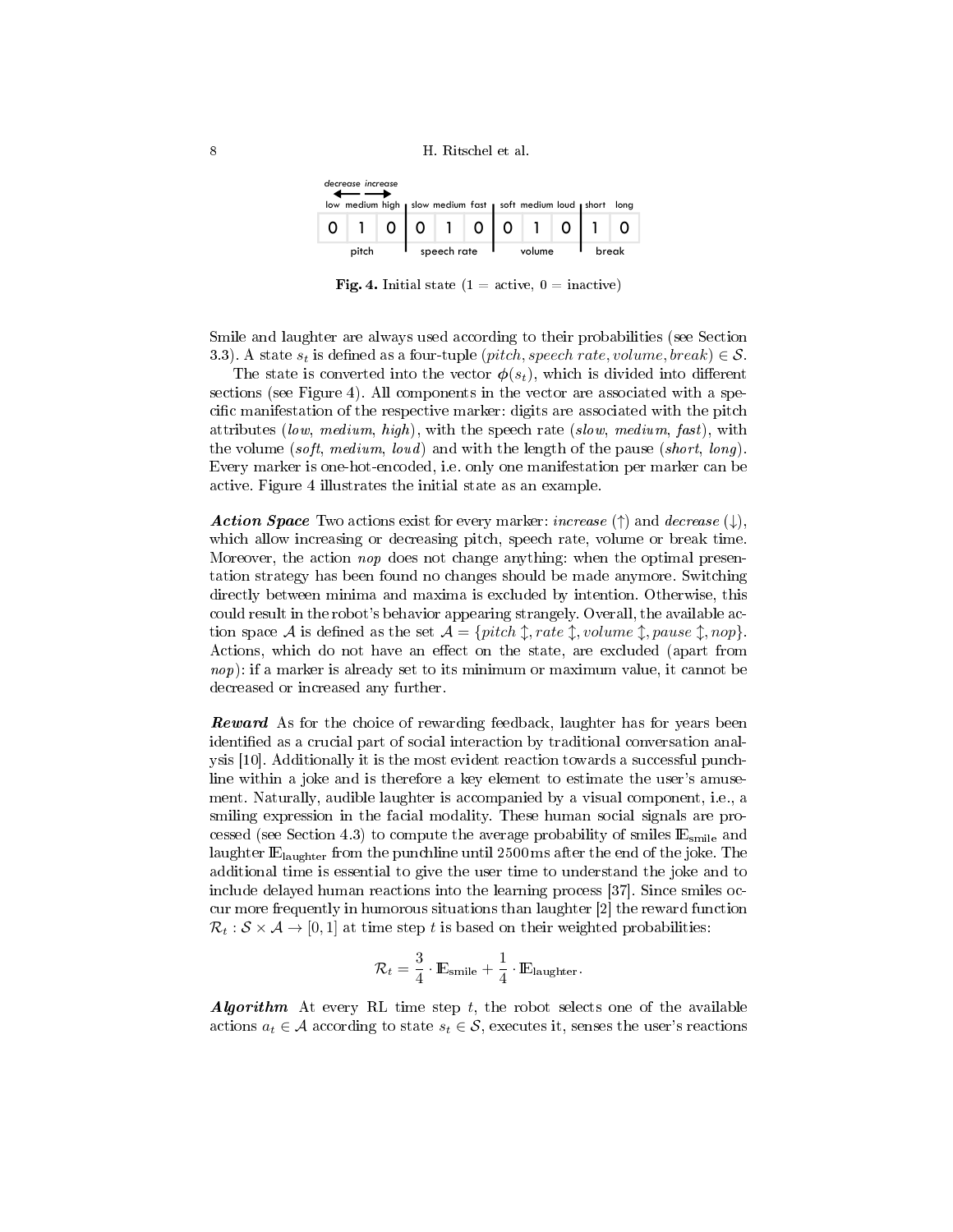| | pitch | | | speech rate | | | volume | | | break |
|---|---|---|---|---|---|---|---|---|---|---|
| low | medium | high | slow | medium | fast | soft | medium | loud | short | long |
| 0 | 1 | 0 | 0 | 1 | 0 | 0 | 1 | 0 | 1 | 0 |

**Fig. 4.** Initial state (1 = active, 0 = inactive)

Smile and laughter are always used according to their probabilities (see Section 3.3). A state $s_t$ is defined as a four-tuple $(pitch, speech\ rate, volume, break) \in \mathcal{S}$.

The state is converted into the vector $\boldsymbol{\phi}(s_t)$, which is divided into different sections (see Figure 4). All components in the vector are associated with a specific manifestation of the respective marker: digits are associated with the pitch attributes (*low*, *medium*, *high*), with the speech rate (*slow*, *medium*, *fast*), with the volume (*soft*, *medium*, *loud*) and with the length of the pause (*short*, *long*). Every marker is one-hot-encoded, i.e. only one manifestation per marker can be active. Figure 4 illustrates the initial state as an example.

***Action Space*** Two actions exist for every marker: *increase* ($\uparrow$) and *decrease* ($\downarrow$), which allow increasing or decreasing pitch, speech rate, volume or break time. Moreover, the action *nop* does not change anything: when the optimal presentation strategy has been found no changes should be made anymore. Switching directly between minima and maxima is excluded by intention. Otherwise, this could result in the robot's behavior appearing strangely. Overall, the available action space $\mathcal{A}$ is defined as the set $\mathcal{A} = \{pitch \updownarrow, rate \updownarrow, volume \updownarrow, pause \updownarrow, nop\}$. Actions, which do not have an effect on the state, are excluded (apart from *nop*): if a marker is already set to its minimum or maximum value, it cannot be decreased or increased any further.

***Reward*** As for the choice of rewarding feedback, laughter has for years been identified as a crucial part of social interaction by traditional conversation analysis [10]. Additionally it is the most evident reaction towards a successful punchline within a joke and is therefore a key element to estimate the user's amusement. Naturally, audible laughter is accompanied by a visual component, i.e., a smiling expression in the facial modality. These human social signals are processed (see Section 4.3) to compute the average probability of smiles $\mathbb{E}_{\text{smile}}$ and laughter $\mathbb{E}_{\text{laughter}}$ from the punchline until 2500ms after the end of the joke. The additional time is essential to give the user time to understand the joke and to include delayed human reactions into the learning process [37]. Since smiles occur more frequently in humorous situations than laughter [2] the reward function $\mathcal{R}_t : \mathcal{S} \times \mathcal{A} \rightarrow [0, 1]$ at time step $t$ is based on their weighted probabilities:

$$\mathcal{R}_t = \frac{3}{4} \cdot \mathbb{E}_{\text{smile}} + \frac{1}{4} \cdot \mathbb{E}_{\text{laughter}}.$$

***Algorithm*** At every RL time step $t$, the robot selects one of the available actions $a_t \in \mathcal{A}$ according to state $s_t \in \mathcal{S}$, executes it, senses the user's reactions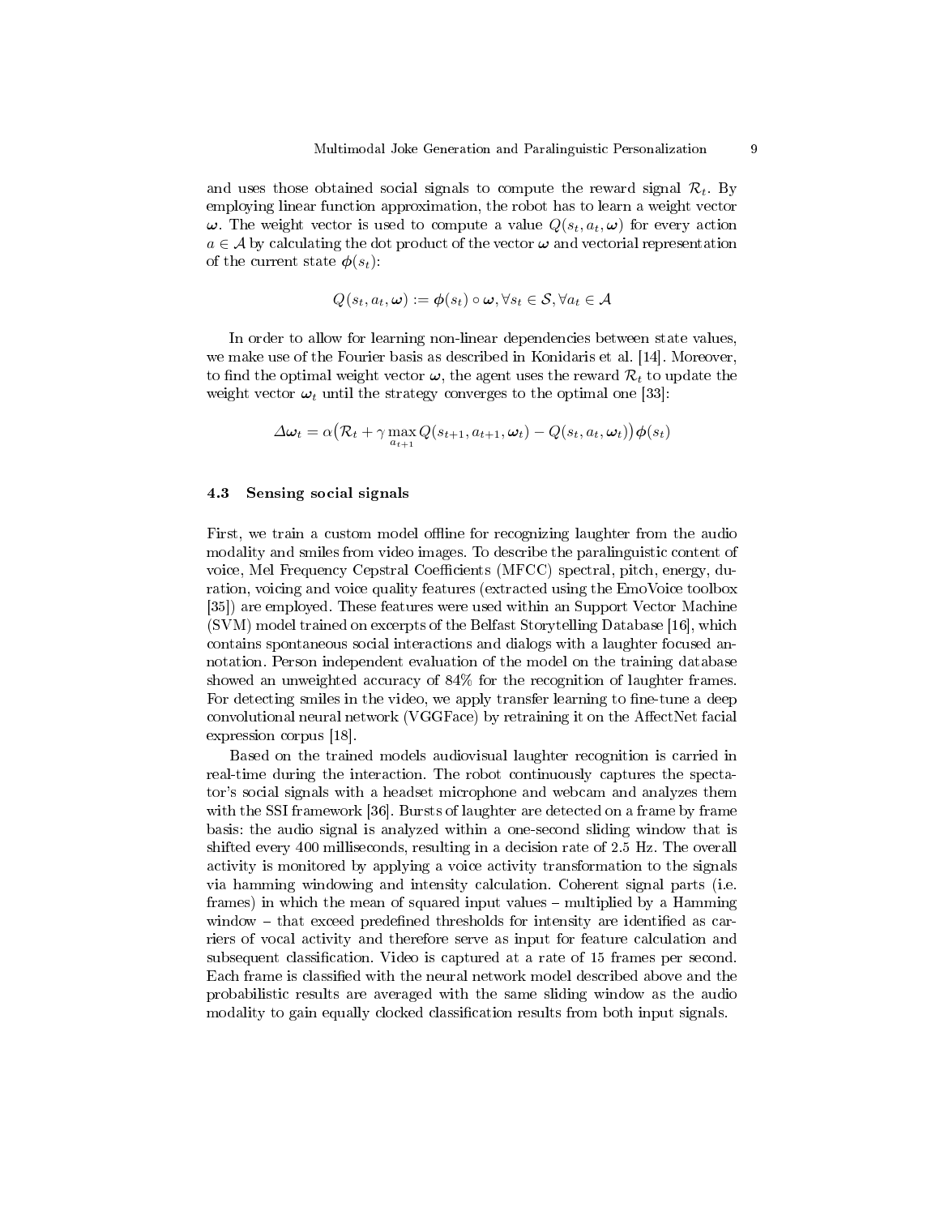and uses those obtained social signals to compute the reward signal $\mathcal{R}_t$. By employing linear function approximation, the robot has to learn a weight vector $\boldsymbol{\omega}$. The weight vector is used to compute a value $Q(s_t, a_t, \boldsymbol{\omega})$ for every action $a \in \mathcal{A}$ by calculating the dot product of the vector $\boldsymbol{\omega}$ and vectorial representation of the current state $\boldsymbol{\phi}(s_t)$:

$$Q(s_t, a_t, \boldsymbol{\omega}) := \boldsymbol{\phi}(s_t) \circ \boldsymbol{\omega}, \forall s_t \in \mathcal{S}, \forall a_t \in \mathcal{A}$$

In order to allow for learning non-linear dependencies between state values, we make use of the Fourier basis as described in Konidaris et al. [14]. Moreover, to find the optimal weight vector $\boldsymbol{\omega}$, the agent uses the reward $\mathcal{R}_t$ to update the weight vector $\boldsymbol{\omega}_t$ until the strategy converges to the optimal one [33]:

$$\Delta\boldsymbol{\omega}_t = \alpha\big(\mathcal{R}_t + \gamma \max_{a_{t+1}} Q(s_{t+1}, a_{t+1}, \boldsymbol{\omega}_t) - Q(s_t, a_t, \boldsymbol{\omega}_t)\big)\boldsymbol{\phi}(s_t)$$

### 4.3 Sensing social signals

First, we train a custom model offline for recognizing laughter from the audio modality and smiles from video images. To describe the paralinguistic content of voice, Mel Frequency Cepstral Coefficients (MFCC) spectral, pitch, energy, duration, voicing and voice quality features (extracted using the EmoVoice toolbox [35]) are employed. These features were used within an Support Vector Machine (SVM) model trained on excerpts of the Belfast Storytelling Database [16], which contains spontaneous social interactions and dialogs with a laughter focused annotation. Person independent evaluation of the model on the training database showed an unweighted accuracy of 84% for the recognition of laughter frames. For detecting smiles in the video, we apply transfer learning to fine-tune a deep convolutional neural network (VGGFace) by retraining it on the AffectNet facial expression corpus [18].

Based on the trained models audiovisual laughter recognition is carried in real-time during the interaction. The robot continuously captures the spectator's social signals with a headset microphone and webcam and analyzes them with the SSI framework [36]. Bursts of laughter are detected on a frame by frame basis: the audio signal is analyzed within a one-second sliding window that is shifted every 400 milliseconds, resulting in a decision rate of 2.5 Hz. The overall activity is monitored by applying a voice activity transformation to the signals via hamming windowing and intensity calculation. Coherent signal parts (i.e. frames) in which the mean of squared input values – multiplied by a Hamming window – that exceed predefined thresholds for intensity are identified as carriers of vocal activity and therefore serve as input for feature calculation and subsequent classification. Video is captured at a rate of 15 frames per second. Each frame is classified with the neural network model described above and the probabilistic results are averaged with the same sliding window as the audio modality to gain equally clocked classification results from both input signals.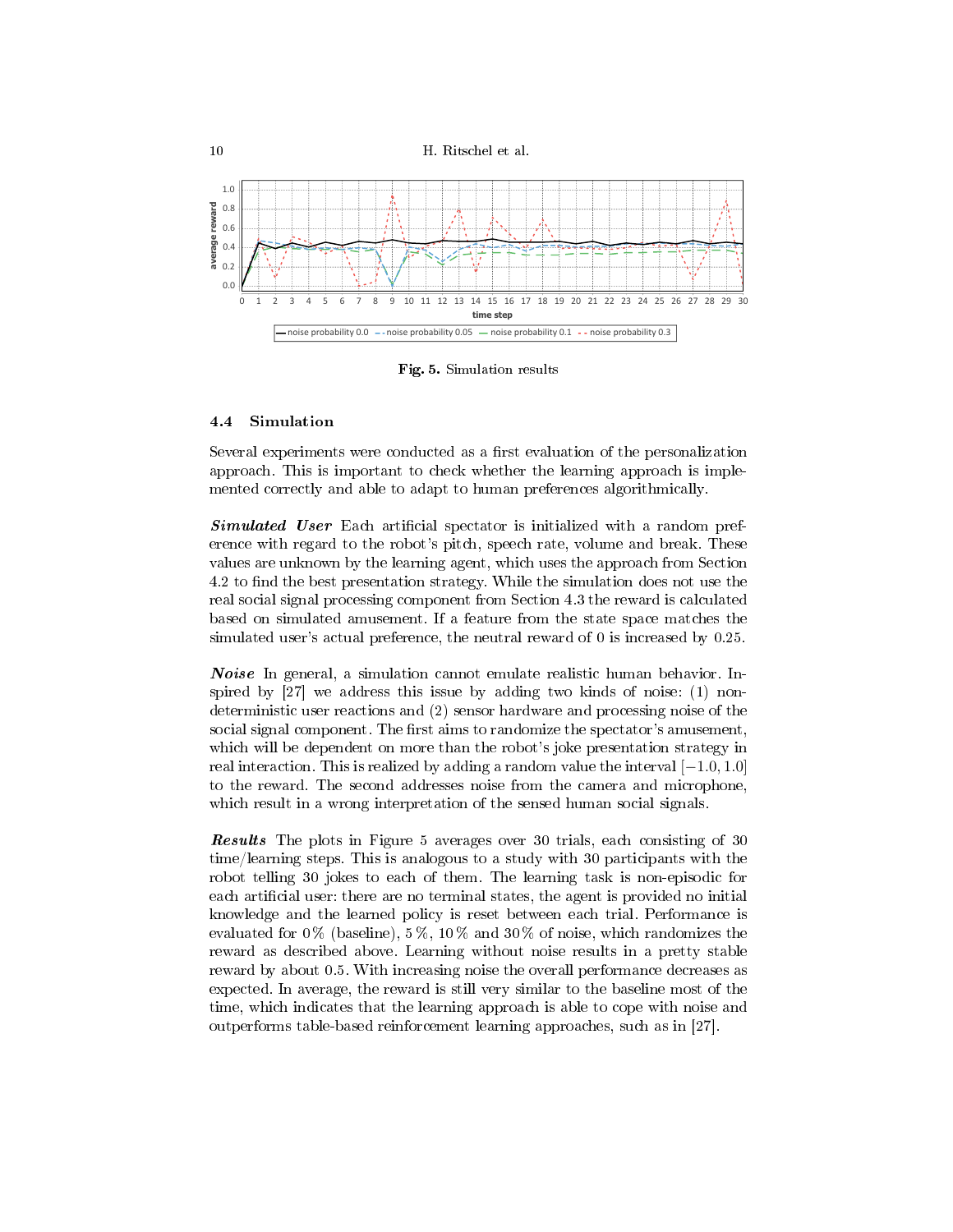Fig. 5. Simulation results

### 4.4 Simulation

Several experiments were conducted as a first evaluation of the personalization approach. This is important to check whether the learning approach is implemented correctly and able to adapt to human preferences algorithmically.

***Simulated User*** Each artificial spectator is initialized with a random preference with regard to the robot's pitch, speech rate, volume and break. These values are unknown by the learning agent, which uses the approach from Section 4.2 to find the best presentation strategy. While the simulation does not use the real social signal processing component from Section 4.3 the reward is calculated based on simulated amusement. If a feature from the state space matches the simulated user's actual preference, the neutral reward of 0 is increased by 0.25.

***Noise*** In general, a simulation cannot emulate realistic human behavior. Inspired by [27] we address this issue by adding two kinds of noise: (1) non-deterministic user reactions and (2) sensor hardware and processing noise of the social signal component. The first aims to randomize the spectator's amusement, which will be dependent on more than the robot's joke presentation strategy in real interaction. This is realized by adding a random value the interval $[-1.0, 1.0]$ to the reward. The second addresses noise from the camera and microphone, which result in a wrong interpretation of the sensed human social signals.

***Results*** The plots in Figure 5 averages over 30 trials, each consisting of 30 time/learning steps. This is analogous to a study with 30 participants with the robot telling 30 jokes to each of them. The learning task is non-episodic for each artificial user: there are no terminal states, the agent is provided no initial knowledge and the learned policy is reset between each trial. Performance is evaluated for 0% (baseline), 5%, 10% and 30% of noise, which randomizes the reward as described above. Learning without noise results in a pretty stable reward by about 0.5. With increasing noise the overall performance decreases as expected. In average, the reward is still very similar to the baseline most of the time, which indicates that the learning approach is able to cope with noise and outperforms table-based reinforcement learning approaches, such as in [27].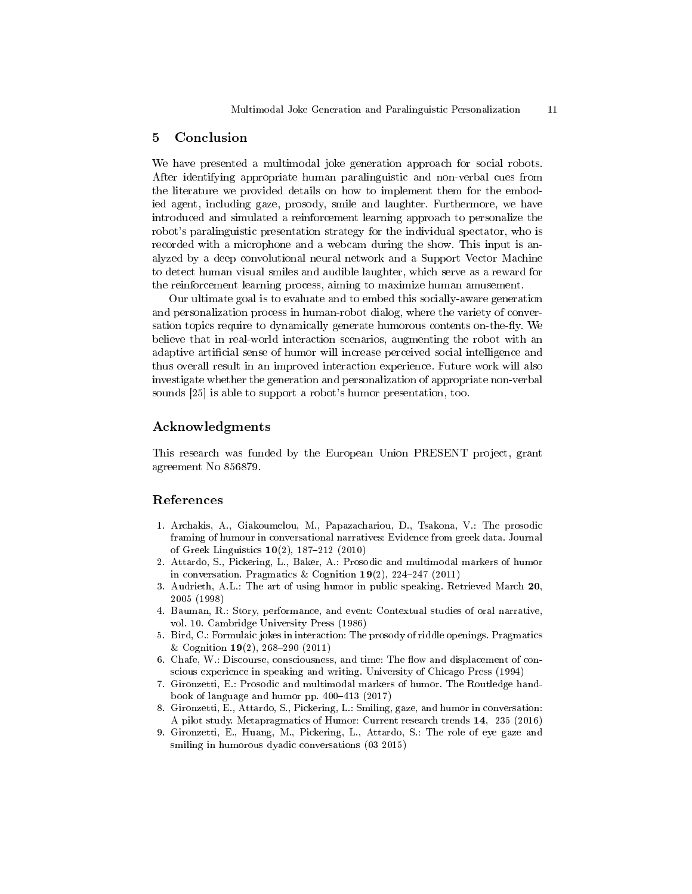## 5 Conclusion

We have presented a multimodal joke generation approach for social robots. After identifying appropriate human paralinguistic and non-verbal cues from the literature we provided details on how to implement them for the embodied agent, including gaze, prosody, smile and laughter. Furthermore, we have introduced and simulated a reinforcement learning approach to personalize the robot's paralinguistic presentation strategy for the individual spectator, who is recorded with a microphone and a webcam during the show. This input is analyzed by a deep convolutional neural network and a Support Vector Machine to detect human visual smiles and audible laughter, which serve as a reward for the reinforcement learning process, aiming to maximize human amusement.

Our ultimate goal is to evaluate and to embed this socially-aware generation and personalization process in human-robot dialog, where the variety of conversation topics require to dynamically generate humorous contents on-the-fly. We believe that in real-world interaction scenarios, augmenting the robot with an adaptive artificial sense of humor will increase perceived social intelligence and thus overall result in an improved interaction experience. Future work will also investigate whether the generation and personalization of appropriate non-verbal sounds [25] is able to support a robot's humor presentation, too.

## Acknowledgments

This research was funded by the European Union PRESENT project, grant agreement No 856879.

## References

1. Archakis, A., Giakoumelou, M., Papazachariou, D., Tsakona, V.: The prosodic framing of humour in conversational narratives: Evidence from greek data. Journal of Greek Linguistics **10**(2), 187–212 (2010)
2. Attardo, S., Pickering, L., Baker, A.: Prosodic and multimodal markers of humor in conversation. Pragmatics & Cognition **19**(2), 224–247 (2011)
3. Audrieth, A.L.: The art of using humor in public speaking. Retrieved March **20**, 2005 (1998)
4. Bauman, R.: Story, performance, and event: Contextual studies of oral narrative, vol. 10. Cambridge University Press (1986)
5. Bird, C.: Formulaic jokes in interaction: The prosody of riddle openings. Pragmatics & Cognition **19**(2), 268–290 (2011)
6. Chafe, W.: Discourse, consciousness, and time: The flow and displacement of conscious experience in speaking and writing. University of Chicago Press (1994)
7. Gironzetti, E.: Prosodic and multimodal markers of humor. The Routledge handbook of language and humor pp. 400–413 (2017)
8. Gironzetti, E., Attardo, S., Pickering, L.: Smiling, gaze, and humor in conversation: A pilot study. Metapragmatics of Humor: Current research trends **14**, 235 (2016)
9. Gironzetti, E., Huang, M., Pickering, L., Attardo, S.: The role of eye gaze and smiling in humorous dyadic conversations (03 2015)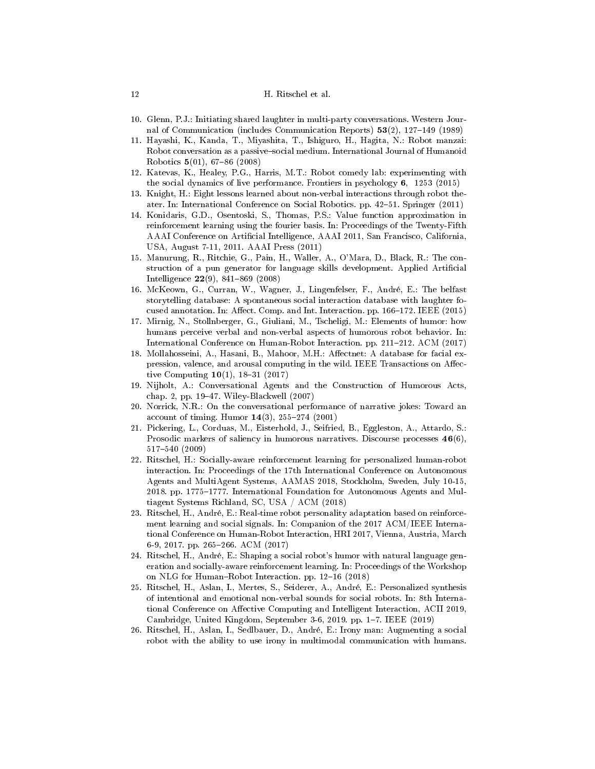10. Glenn, P.J.: Initiating shared laughter in multi-party conversations. Western Journal of Communication (includes Communication Reports) **53**(2), 127–149 (1989)
11. Hayashi, K., Kanda, T., Miyashita, T., Ishiguro, H., Hagita, N.: Robot manzai: Robot conversation as a passive–social medium. International Journal of Humanoid Robotics **5**(01), 67–86 (2008)
12. Katevas, K., Healey, P.G., Harris, M.T.: Robot comedy lab: experimenting with the social dynamics of live performance. Frontiers in psychology **6**, 1253 (2015)
13. Knight, H.: Eight lessons learned about non-verbal interactions through robot theater. In: International Conference on Social Robotics. pp. 42–51. Springer (2011)
14. Konidaris, G.D., Osentoski, S., Thomas, P.S.: Value function approximation in reinforcement learning using the fourier basis. In: Proceedings of the Twenty-Fifth AAAI Conference on Artificial Intelligence, AAAI 2011, San Francisco, California, USA, August 7-11, 2011. AAAI Press (2011)
15. Manurung, R., Ritchie, G., Pain, H., Waller, A., O'Mara, D., Black, R.: The construction of a pun generator for language skills development. Applied Artificial Intelligence **22**(9), 841–869 (2008)
16. McKeown, G., Curran, W., Wagner, J., Lingenfelser, F., André, E.: The belfast storytelling database: A spontaneous social interaction database with laughter focused annotation. In: Affect. Comp. and Int. Interaction. pp. 166–172. IEEE (2015)
17. Mirnig, N., Stollnberger, G., Giuliani, M., Tscheligi, M.: Elements of humor: how humans perceive verbal and non-verbal aspects of humorous robot behavior. In: International Conference on Human-Robot Interaction. pp. 211–212. ACM (2017)
18. Mollahosseini, A., Hasani, B., Mahoor, M.H.: Affectnet: A database for facial expression, valence, and arousal computing in the wild. IEEE Transactions on Affective Computing **10**(1), 18–31 (2017)
19. Nijholt, A.: Conversational Agents and the Construction of Humorous Acts, chap. 2, pp. 19–47. Wiley-Blackwell (2007)
20. Norrick, N.R.: On the conversational performance of narrative jokes: Toward an account of timing. Humor **14**(3), 255–274 (2001)
21. Pickering, L., Corduas, M., Eisterhold, J., Seifried, B., Eggleston, A., Attardo, S.: Prosodic markers of saliency in humorous narratives. Discourse processes **46**(6), 517–540 (2009)
22. Ritschel, H.: Socially-aware reinforcement learning for personalized human-robot interaction. In: Proceedings of the 17th International Conference on Autonomous Agents and MultiAgent Systems, AAMAS 2018, Stockholm, Sweden, July 10-15, 2018. pp. 1775–1777. International Foundation for Autonomous Agents and Multiagent Systems Richland, SC, USA / ACM (2018)
23. Ritschel, H., André, E.: Real-time robot personality adaptation based on reinforcement learning and social signals. In: Companion of the 2017 ACM/IEEE International Conference on Human-Robot Interaction, HRI 2017, Vienna, Austria, March 6-9, 2017. pp. 265–266. ACM (2017)
24. Ritschel, H., André, E.: Shaping a social robot's humor with natural language generation and socially-aware reinforcement learning. In: Proceedings of the Workshop on NLG for Human–Robot Interaction. pp. 12–16 (2018)
25. Ritschel, H., Aslan, I., Mertes, S., Seiderer, A., André, E.: Personalized synthesis of intentional and emotional non-verbal sounds for social robots. In: 8th International Conference on Affective Computing and Intelligent Interaction, ACII 2019, Cambridge, United Kingdom, September 3-6, 2019. pp. 1–7. IEEE (2019)
26. Ritschel, H., Aslan, I., Sedlbauer, D., André, E.: Irony man: Augmenting a social robot with the ability to use irony in multimodal communication with humans.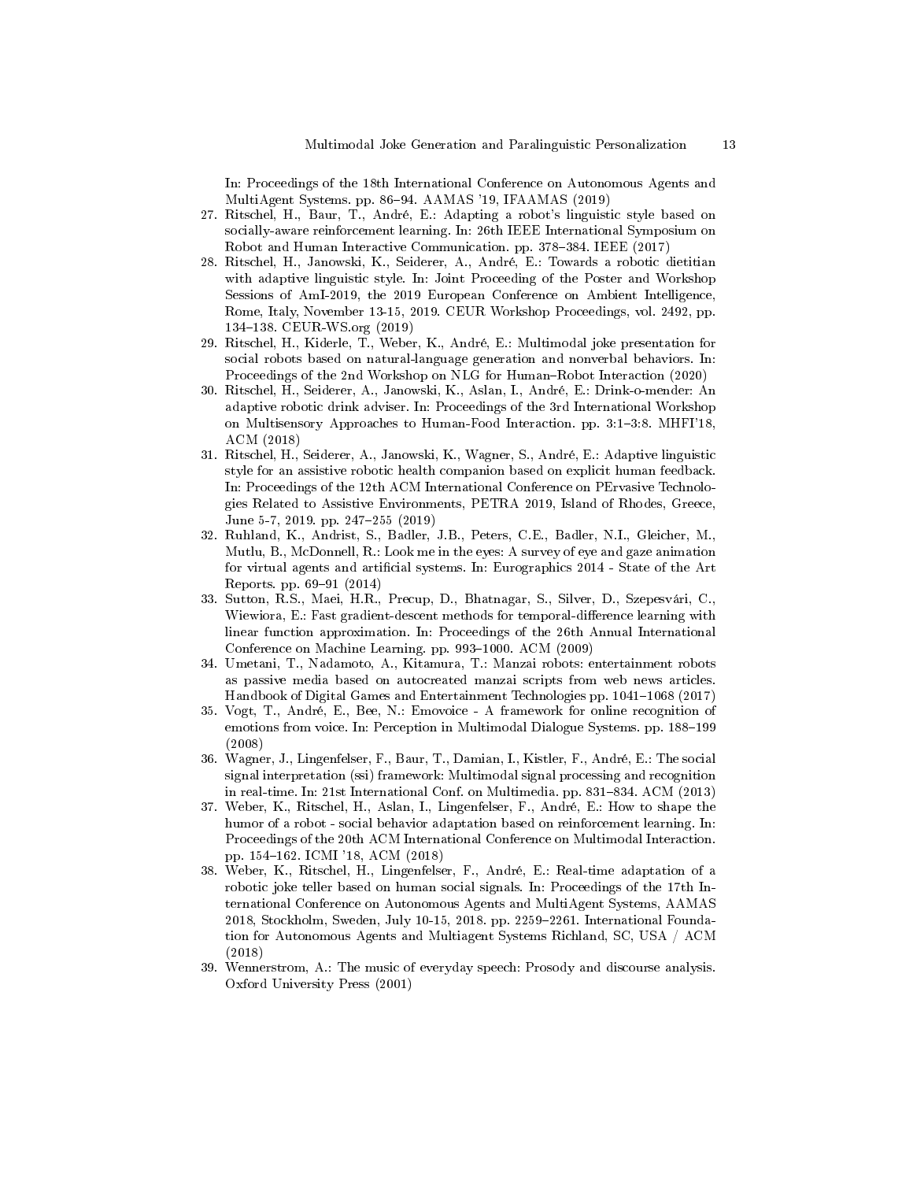In: Proceedings of the 18th International Conference on Autonomous Agents and MultiAgent Systems. pp. 86–94. AAMAS '19, IFAAMAS (2019)

27. Ritschel, H., Baur, T., André, E.: Adapting a robot's linguistic style based on socially-aware reinforcement learning. In: 26th IEEE International Symposium on Robot and Human Interactive Communication. pp. 378–384. IEEE (2017)
28. Ritschel, H., Janowski, K., Seiderer, A., André, E.: Towards a robotic dietitian with adaptive linguistic style. In: Joint Proceeding of the Poster and Workshop Sessions of AmI-2019, the 2019 European Conference on Ambient Intelligence, Rome, Italy, November 13-15, 2019. CEUR Workshop Proceedings, vol. 2492, pp. 134–138. CEUR-WS.org (2019)
29. Ritschel, H., Kiderle, T., Weber, K., André, E.: Multimodal joke presentation for social robots based on natural-language generation and nonverbal behaviors. In: Proceedings of the 2nd Workshop on NLG for Human–Robot Interaction (2020)
30. Ritschel, H., Seiderer, A., Janowski, K., Aslan, I., André, E.: Drink-o-mender: An adaptive robotic drink adviser. In: Proceedings of the 3rd International Workshop on Multisensory Approaches to Human-Food Interaction. pp. 3:1–3:8. MHFI'18, ACM (2018)
31. Ritschel, H., Seiderer, A., Janowski, K., Wagner, S., André, E.: Adaptive linguistic style for an assistive robotic health companion based on explicit human feedback. In: Proceedings of the 12th ACM International Conference on PErvasive Technologies Related to Assistive Environments, PETRA 2019, Island of Rhodes, Greece, June 5-7, 2019. pp. 247–255 (2019)
32. Ruhland, K., Andrist, S., Badler, J.B., Peters, C.E., Badler, N.I., Gleicher, M., Mutlu, B., McDonnell, R.: Look me in the eyes: A survey of eye and gaze animation for virtual agents and artificial systems. In: Eurographics 2014 - State of the Art Reports. pp. 69–91 (2014)
33. Sutton, R.S., Maei, H.R., Precup, D., Bhatnagar, S., Silver, D., Szepesvári, C., Wiewiora, E.: Fast gradient-descent methods for temporal-difference learning with linear function approximation. In: Proceedings of the 26th Annual International Conference on Machine Learning. pp. 993–1000. ACM (2009)
34. Umetani, T., Nadamoto, A., Kitamura, T.: Manzai robots: entertainment robots as passive media based on autocreated manzai scripts from web news articles. Handbook of Digital Games and Entertainment Technologies pp. 1041–1068 (2017)
35. Vogt, T., André, E., Bee, N.: Emovoice - A framework for online recognition of emotions from voice. In: Perception in Multimodal Dialogue Systems. pp. 188–199 (2008)
36. Wagner, J., Lingenfelser, F., Baur, T., Damian, I., Kistler, F., André, E.: The social signal interpretation (ssi) framework: Multimodal signal processing and recognition in real-time. In: 21st International Conf. on Multimedia. pp. 831–834. ACM (2013)
37. Weber, K., Ritschel, H., Aslan, I., Lingenfelser, F., André, E.: How to shape the humor of a robot - social behavior adaptation based on reinforcement learning. In: Proceedings of the 20th ACM International Conference on Multimodal Interaction. pp. 154–162. ICMI '18, ACM (2018)
38. Weber, K., Ritschel, H., Lingenfelser, F., André, E.: Real-time adaptation of a robotic joke teller based on human social signals. In: Proceedings of the 17th International Conference on Autonomous Agents and MultiAgent Systems, AAMAS 2018, Stockholm, Sweden, July 10-15, 2018. pp. 2259–2261. International Foundation for Autonomous Agents and Multiagent Systems Richland, SC, USA / ACM (2018)
39. Wennerstrom, A.: The music of everyday speech: Prosody and discourse analysis. Oxford University Press (2001)